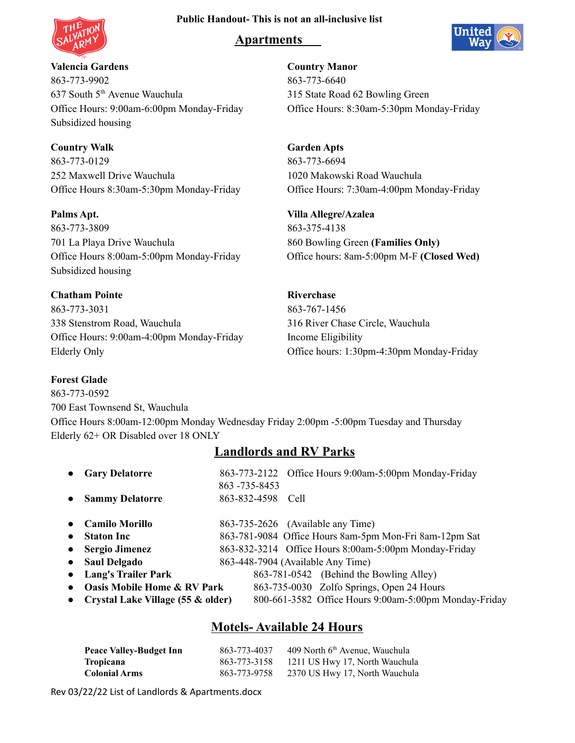**Public Handout- This is not an all-inclusive list**

# Apartments

**Valencia Gardens**
863-773-9902
637 South 5th Avenue Wauchula
Office Hours: 9:00am-6:00pm Monday-Friday
Subsidized housing

**Country Walk**
863-773-0129
252 Maxwell Drive Wauchula
Office Hours 8:30am-5:30pm Monday-Friday

**Palms Apt.**
863-773-3809
701 La Playa Drive Wauchula
Office Hours 8:00am-5:00pm Monday-Friday
Subsidized housing

**Chatham Pointe**
863-773-3031
338 Stenstrom Road, Wauchula
Office Hours: 9:00am-4:00pm Monday-Friday
Elderly Only

**Country Manor**
863-773-6640
315 State Road 62 Bowling Green
Office Hours: 8:30am-5:30pm Monday-Friday

**Garden Apts**
863-773-6694
1020 Makowski Road Wauchula
Office Hours: 7:30am-4:00pm Monday-Friday

**Villa Allegre/Azalea**
863-375-4138
860 Bowling Green **(Families Only)**
Office hours: 8am-5:00pm M-F **(Closed Wed)**

**Riverchase**
863-767-1456
316 River Chase Circle, Wauchula
Income Eligibility
Office hours: 1:30pm-4:30pm Monday-Friday

**Forest Glade**
863-773-0592
700 East Townsend St, Wauchula
Office Hours 8:00am-12:00pm Monday Wednesday Friday 2:00pm -5:00pm Tuesday and Thursday
Elderly 62+ OR Disabled over 18 ONLY

# Landlords and RV Parks

- **Gary Delatorre** 863-773-2122 Office Hours 9:00am-5:00pm Monday-Friday
  863 -735-8453
- **Sammy Delatorre** 863-832-4598 Cell
- **Camilo Morillo** 863-735-2626 (Available any Time)
- **Staton Inc** 863-781-9084 Office Hours 8am-5pm Mon-Fri 8am-12pm Sat
- **Sergio Jimenez** 863-832-3214 Office Hours 8:00am-5:00pm Monday-Friday
- **Saul Delgado** 863-448-7904 (Available Any Time)
- **Lang's Trailer Park** 863-781-0542 (Behind the Bowling Alley)
- **Oasis Mobile Home & RV Park** 863-735-0030 Zolfo Springs, Open 24 Hours
- **Crystal Lake Village (55 & older)** 800-661-3582 Office Hours 9:00am-5:00pm Monday-Friday

# Motels- Available 24 Hours

| | | |
|---|---|---|
| **Peace Valley-Budget Inn** | 863-773-4037 | 409 North 6th Avenue, Wauchula |
| **Tropicana** | 863-773-3158 | 1211 US Hwy 17, North Wauchula |
| **Colonial Arms** | 863-773-9758 | 2370 US Hwy 17, North Wauchula |

Rev 03/22/22 List of Landlords & Apartments.docx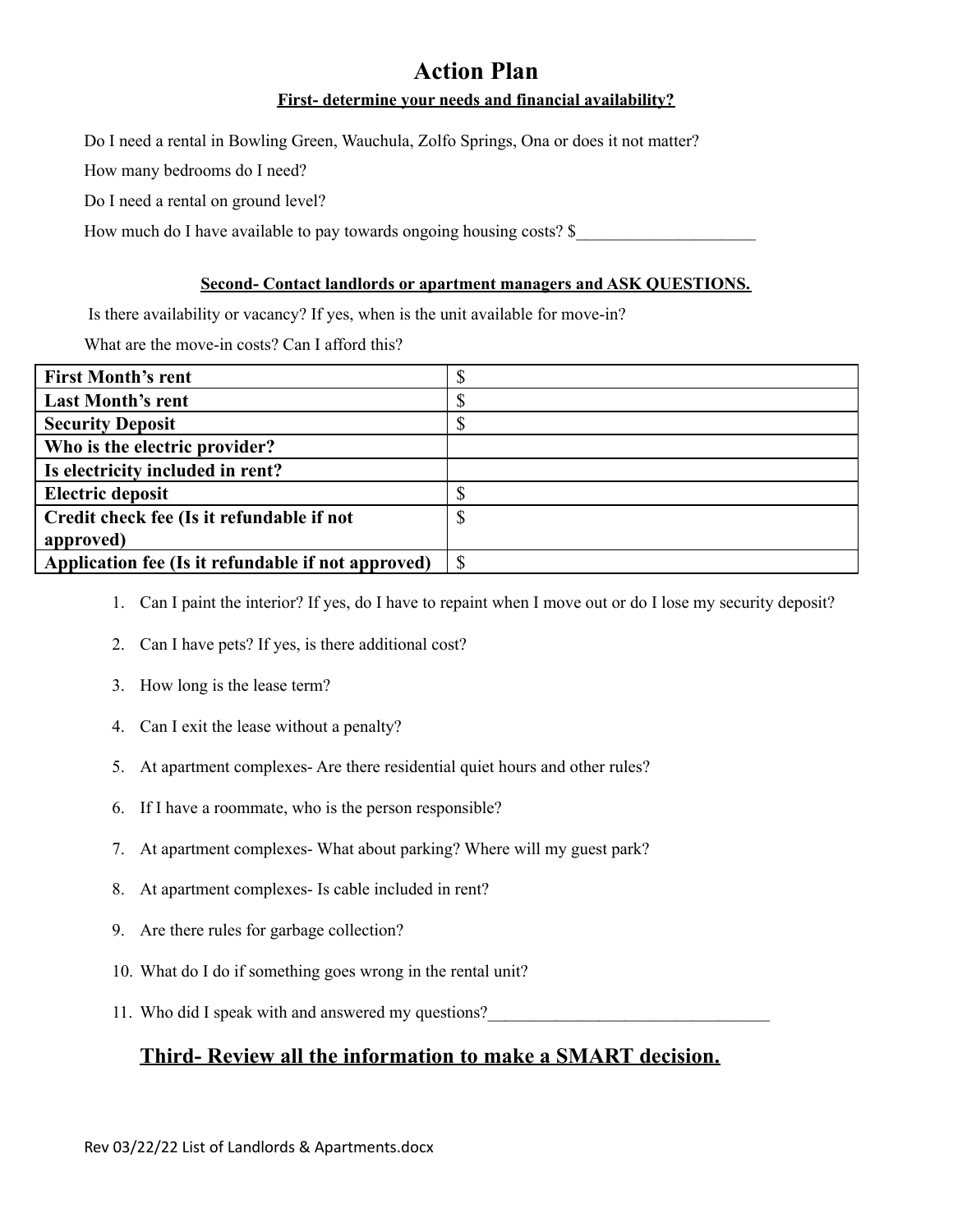# Action Plan

**First- determine your needs and financial availability?**

Do I need a rental in Bowling Green, Wauchula, Zolfo Springs, Ona or does it not matter?

How many bedrooms do I need?

Do I need a rental on ground level?

How much do I have available to pay towards ongoing housing costs? $____________________

**Second- Contact landlords or apartment managers and ASK QUESTIONS.**

Is there availability or vacancy? If yes, when is the unit available for move-in?

What are the move-in costs? Can I afford this?

| | |
|---|---|
| **First Month's rent** | $ |
| **Last Month's rent** | $ |
| **Security Deposit** | $ |
| **Who is the electric provider?** | |
| **Is electricity included in rent?** | |
| **Electric deposit** | $ |
| **Credit check fee (Is it refundable if not approved)** | $ |
| **Application fee (Is it refundable if not approved)** | $ |

1. Can I paint the interior? If yes, do I have to repaint when I move out or do I lose my security deposit?
2. Can I have pets? If yes, is there additional cost?
3. How long is the lease term?
4. Can I exit the lease without a penalty?
5. At apartment complexes- Are there residential quiet hours and other rules?
6. If I have a roommate, who is the person responsible?
7. At apartment complexes- What about parking? Where will my guest park?
8. At apartment complexes- Is cable included in rent?
9. Are there rules for garbage collection?
10. What do I do if something goes wrong in the rental unit?
11. Who did I speak with and answered my questions?________________________________

## Third- Review all the information to make a SMART decision.

Rev 03/22/22 List of Landlords & Apartments.docx